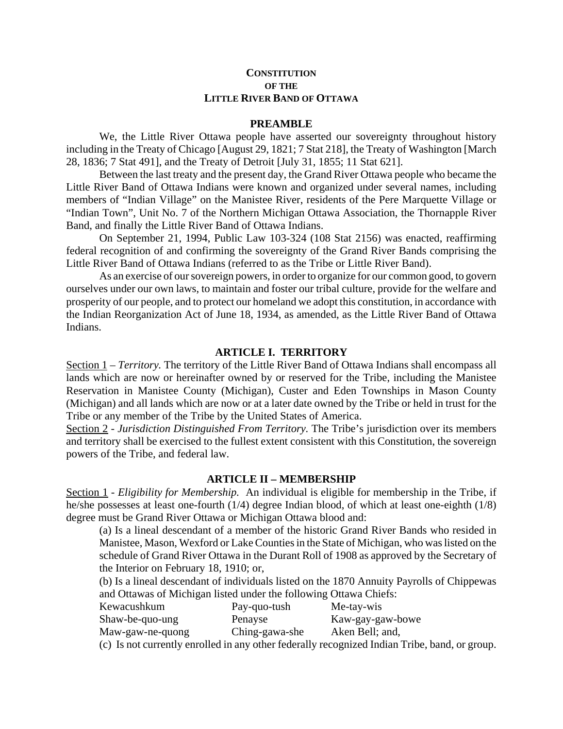# CONSTITUTION OF THE LITTLE RIVER BAND OF OTTAWA

## PREAMBLE

We, the Little River Ottawa people have asserted our sovereignty throughout history including in the Treaty of Chicago [August 29, 1821; 7 Stat 218], the Treaty of Washington [March 28, 1836; 7 Stat 491], and the Treaty of Detroit [July 31, 1855; 11 Stat 621].

Between the last treaty and the present day, the Grand River Ottawa people who became the Little River Band of Ottawa Indians were known and organized under several names, including members of "Indian Village" on the Manistee River, residents of the Pere Marquette Village or "Indian Town", Unit No. 7 of the Northern Michigan Ottawa Association, the Thornapple River Band, and finally the Little River Band of Ottawa Indians.

On September 21, 1994, Public Law 103-324 (108 Stat 2156) was enacted, reaffirming federal recognition of and confirming the sovereignty of the Grand River Bands comprising the Little River Band of Ottawa Indians (referred to as the Tribe or Little River Band).

As an exercise of our sovereign powers, in order to organize for our common good, to govern ourselves under our own laws, to maintain and foster our tribal culture, provide for the welfare and prosperity of our people, and to protect our homeland we adopt this constitution, in accordance with the Indian Reorganization Act of June 18, 1934, as amended, as the Little River Band of Ottawa Indians.

## ARTICLE I. TERRITORY

Section 1 – *Territory.* The territory of the Little River Band of Ottawa Indians shall encompass all lands which are now or hereinafter owned by or reserved for the Tribe, including the Manistee Reservation in Manistee County (Michigan), Custer and Eden Townships in Mason County (Michigan) and all lands which are now or at a later date owned by the Tribe or held in trust for the Tribe or any member of the Tribe by the United States of America.

Section 2 - *Jurisdiction Distinguished From Territory.* The Tribe's jurisdiction over its members and territory shall be exercised to the fullest extent consistent with this Constitution, the sovereign powers of the Tribe, and federal law.

## ARTICLE II – MEMBERSHIP

Section 1 - *Eligibility for Membership.* An individual is eligible for membership in the Tribe, if he/she possesses at least one-fourth (1/4) degree Indian blood, of which at least one-eighth (1/8) degree must be Grand River Ottawa or Michigan Ottawa blood and:

(a) Is a lineal descendant of a member of the historic Grand River Bands who resided in Manistee, Mason, Wexford or Lake Counties in the State of Michigan, who was listed on the schedule of Grand River Ottawa in the Durant Roll of 1908 as approved by the Secretary of the Interior on February 18, 1910; or,

(b) Is a lineal descendant of individuals listed on the 1870 Annuity Payrolls of Chippewas and Ottawas of Michigan listed under the following Ottawa Chiefs:

| | | |
|---|---|---|
| Kewacushkum | Pay-quo-tush | Me-tay-wis |
| Shaw-be-quo-ung | Penayse | Kaw-gay-gaw-bowe |
| Maw-gaw-ne-quong | Ching-gawa-she | Aken Bell; and, |

(c) Is not currently enrolled in any other federally recognized Indian Tribe, band, or group.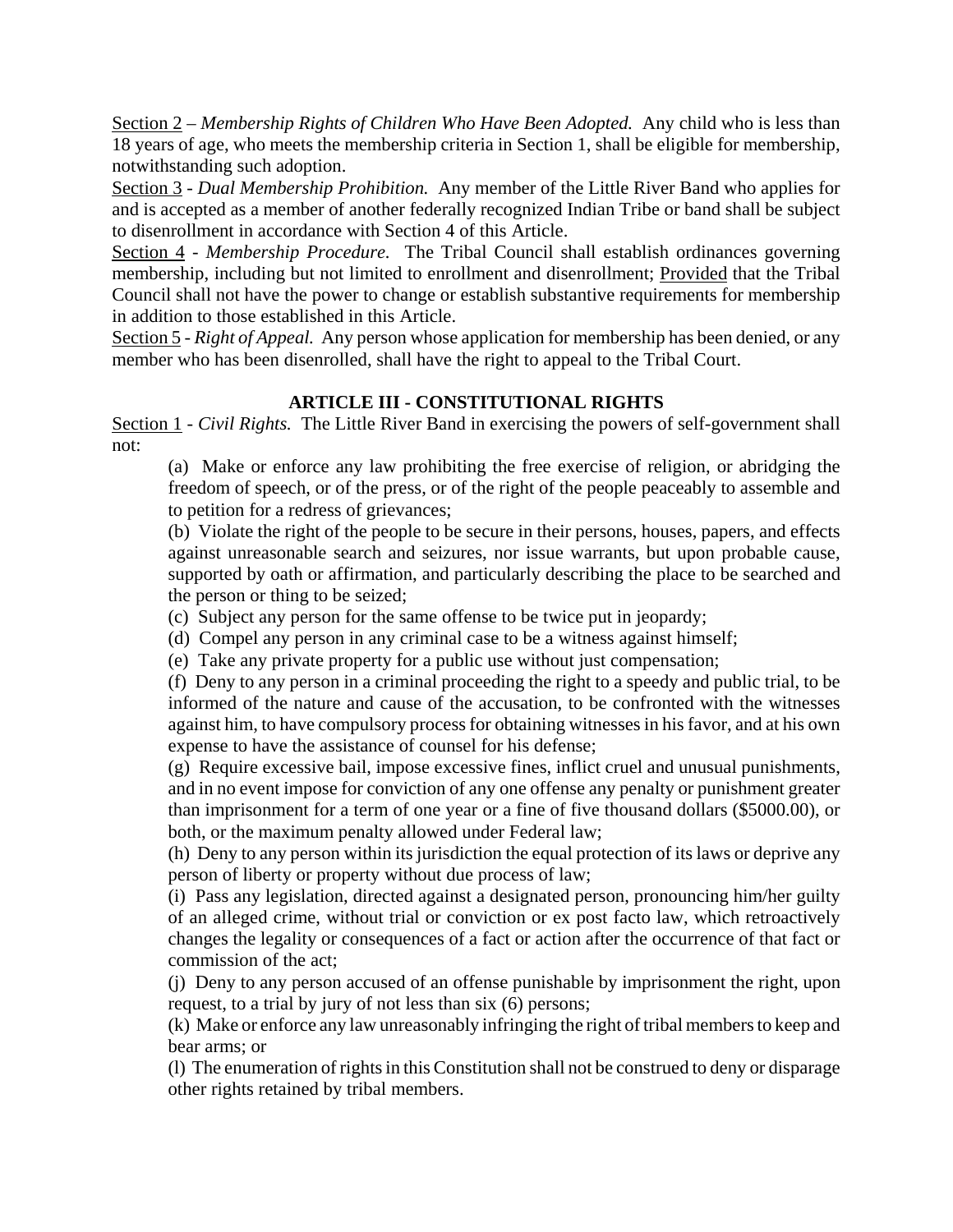<u>Section 2</u> – *Membership Rights of Children Who Have Been Adopted.* Any child who is less than 18 years of age, who meets the membership criteria in Section 1, shall be eligible for membership, notwithstanding such adoption.

<u>Section 3</u> - *Dual Membership Prohibition.* Any member of the Little River Band who applies for and is accepted as a member of another federally recognized Indian Tribe or band shall be subject to disenrollment in accordance with Section 4 of this Article.

<u>Section 4</u> - *Membership Procedure.* The Tribal Council shall establish ordinances governing membership, including but not limited to enrollment and disenrollment; <u>Provided</u> that the Tribal Council shall not have the power to change or establish substantive requirements for membership in addition to those established in this Article.

<u>Section 5</u> - *Right of Appeal.* Any person whose application for membership has been denied, or any member who has been disenrolled, shall have the right to appeal to the Tribal Court.

## ARTICLE III - CONSTITUTIONAL RIGHTS

<u>Section 1</u> - *Civil Rights.* The Little River Band in exercising the powers of self-government shall not:

(a) Make or enforce any law prohibiting the free exercise of religion, or abridging the freedom of speech, or of the press, or of the right of the people peaceably to assemble and to petition for a redress of grievances;

(b) Violate the right of the people to be secure in their persons, houses, papers, and effects against unreasonable search and seizures, nor issue warrants, but upon probable cause, supported by oath or affirmation, and particularly describing the place to be searched and the person or thing to be seized;

(c) Subject any person for the same offense to be twice put in jeopardy;

(d) Compel any person in any criminal case to be a witness against himself;

(e) Take any private property for a public use without just compensation;

(f) Deny to any person in a criminal proceeding the right to a speedy and public trial, to be informed of the nature and cause of the accusation, to be confronted with the witnesses against him, to have compulsory process for obtaining witnesses in his favor, and at his own expense to have the assistance of counsel for his defense;

(g) Require excessive bail, impose excessive fines, inflict cruel and unusual punishments, and in no event impose for conviction of any one offense any penalty or punishment greater than imprisonment for a term of one year or a fine of five thousand dollars ($5000.00), or both, or the maximum penalty allowed under Federal law;

(h) Deny to any person within its jurisdiction the equal protection of its laws or deprive any person of liberty or property without due process of law;

(i) Pass any legislation, directed against a designated person, pronouncing him/her guilty of an alleged crime, without trial or conviction or ex post facto law, which retroactively changes the legality or consequences of a fact or action after the occurrence of that fact or commission of the act;

(j) Deny to any person accused of an offense punishable by imprisonment the right, upon request, to a trial by jury of not less than six (6) persons;

(k) Make or enforce any law unreasonably infringing the right of tribal members to keep and bear arms; or

(l) The enumeration of rights in this Constitution shall not be construed to deny or disparage other rights retained by tribal members.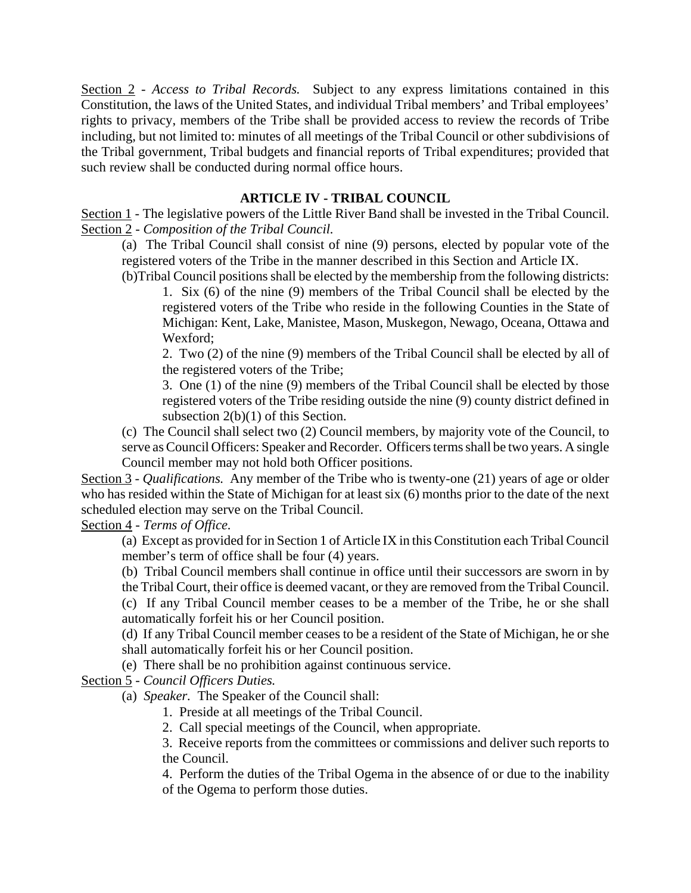Section 2 - *Access to Tribal Records.* Subject to any express limitations contained in this Constitution, the laws of the United States, and individual Tribal members' and Tribal employees' rights to privacy, members of the Tribe shall be provided access to review the records of Tribe including, but not limited to: minutes of all meetings of the Tribal Council or other subdivisions of the Tribal government, Tribal budgets and financial reports of Tribal expenditures; provided that such review shall be conducted during normal office hours.

## ARTICLE IV - TRIBAL COUNCIL

Section 1 - The legislative powers of the Little River Band shall be invested in the Tribal Council.

Section 2 - *Composition of the Tribal Council.*

(a) The Tribal Council shall consist of nine (9) persons, elected by popular vote of the registered voters of the Tribe in the manner described in this Section and Article IX.

(b)Tribal Council positions shall be elected by the membership from the following districts:

1. Six (6) of the nine (9) members of the Tribal Council shall be elected by the registered voters of the Tribe who reside in the following Counties in the State of Michigan: Kent, Lake, Manistee, Mason, Muskegon, Newago, Oceana, Ottawa and Wexford;

2. Two (2) of the nine (9) members of the Tribal Council shall be elected by all of the registered voters of the Tribe;

3. One (1) of the nine (9) members of the Tribal Council shall be elected by those registered voters of the Tribe residing outside the nine (9) county district defined in subsection 2(b)(1) of this Section.

(c) The Council shall select two (2) Council members, by majority vote of the Council, to serve as Council Officers: Speaker and Recorder. Officers terms shall be two years. A single Council member may not hold both Officer positions.

Section 3 - *Qualifications.* Any member of the Tribe who is twenty-one (21) years of age or older who has resided within the State of Michigan for at least six (6) months prior to the date of the next scheduled election may serve on the Tribal Council.

Section 4 - *Terms of Office.*

(a) Except as provided for in Section 1 of Article IX in this Constitution each Tribal Council member's term of office shall be four (4) years.

(b) Tribal Council members shall continue in office until their successors are sworn in by the Tribal Court, their office is deemed vacant, or they are removed from the Tribal Council.

(c) If any Tribal Council member ceases to be a member of the Tribe, he or she shall automatically forfeit his or her Council position.

(d) If any Tribal Council member ceases to be a resident of the State of Michigan, he or she shall automatically forfeit his or her Council position.

(e) There shall be no prohibition against continuous service.

Section 5 - *Council Officers Duties.*

(a) *Speaker.* The Speaker of the Council shall:

1. Preside at all meetings of the Tribal Council.

2. Call special meetings of the Council, when appropriate.

3. Receive reports from the committees or commissions and deliver such reports to the Council.

4. Perform the duties of the Tribal Ogema in the absence of or due to the inability of the Ogema to perform those duties.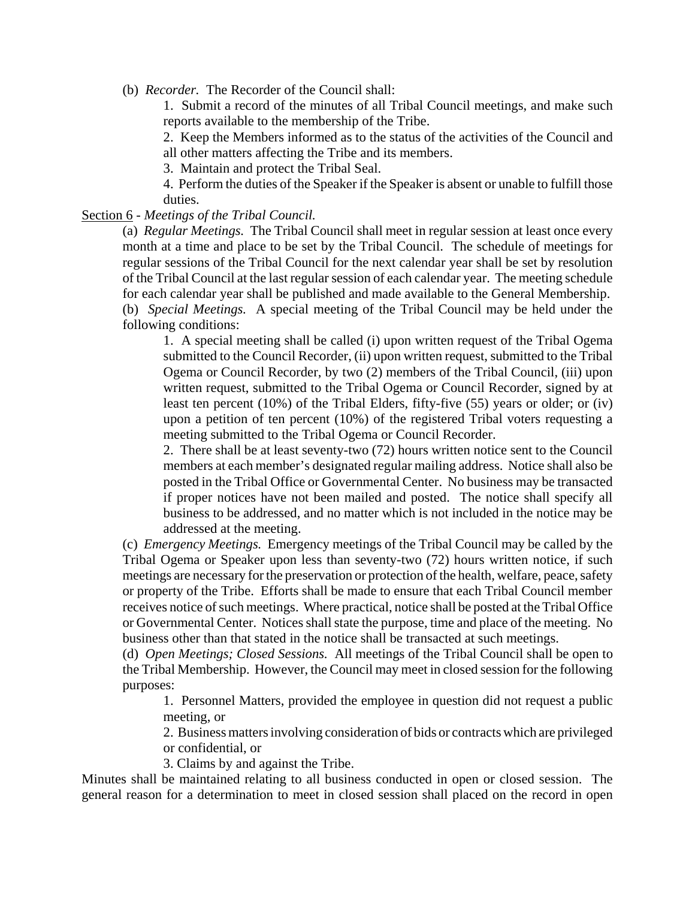(b) *Recorder.* The Recorder of the Council shall:

1. Submit a record of the minutes of all Tribal Council meetings, and make such reports available to the membership of the Tribe.
2. Keep the Members informed as to the status of the activities of the Council and all other matters affecting the Tribe and its members.
3. Maintain and protect the Tribal Seal.
4. Perform the duties of the Speaker if the Speaker is absent or unable to fulfill those duties.

<u>Section 6</u> - *Meetings of the Tribal Council.*

(a) *Regular Meetings.* The Tribal Council shall meet in regular session at least once every month at a time and place to be set by the Tribal Council. The schedule of meetings for regular sessions of the Tribal Council for the next calendar year shall be set by resolution of the Tribal Council at the last regular session of each calendar year. The meeting schedule for each calendar year shall be published and made available to the General Membership.

(b) *Special Meetings.* A special meeting of the Tribal Council may be held under the following conditions:

1. A special meeting shall be called (i) upon written request of the Tribal Ogema submitted to the Council Recorder, (ii) upon written request, submitted to the Tribal Ogema or Council Recorder, by two (2) members of the Tribal Council, (iii) upon written request, submitted to the Tribal Ogema or Council Recorder, signed by at least ten percent (10%) of the Tribal Elders, fifty-five (55) years or older; or (iv) upon a petition of ten percent (10%) of the registered Tribal voters requesting a meeting submitted to the Tribal Ogema or Council Recorder.
2. There shall be at least seventy-two (72) hours written notice sent to the Council members at each member's designated regular mailing address. Notice shall also be posted in the Tribal Office or Governmental Center. No business may be transacted if proper notices have not been mailed and posted. The notice shall specify all business to be addressed, and no matter which is not included in the notice may be addressed at the meeting.

(c) *Emergency Meetings.* Emergency meetings of the Tribal Council may be called by the Tribal Ogema or Speaker upon less than seventy-two (72) hours written notice, if such meetings are necessary for the preservation or protection of the health, welfare, peace, safety or property of the Tribe. Efforts shall be made to ensure that each Tribal Council member receives notice of such meetings. Where practical, notice shall be posted at the Tribal Office or Governmental Center. Notices shall state the purpose, time and place of the meeting. No business other than that stated in the notice shall be transacted at such meetings.

(d) *Open Meetings; Closed Sessions.* All meetings of the Tribal Council shall be open to the Tribal Membership. However, the Council may meet in closed session for the following purposes:

1. Personnel Matters, provided the employee in question did not request a public meeting, or
2. Business matters involving consideration of bids or contracts which are privileged or confidential, or
3. Claims by and against the Tribe.

Minutes shall be maintained relating to all business conducted in open or closed session. The general reason for a determination to meet in closed session shall placed on the record in open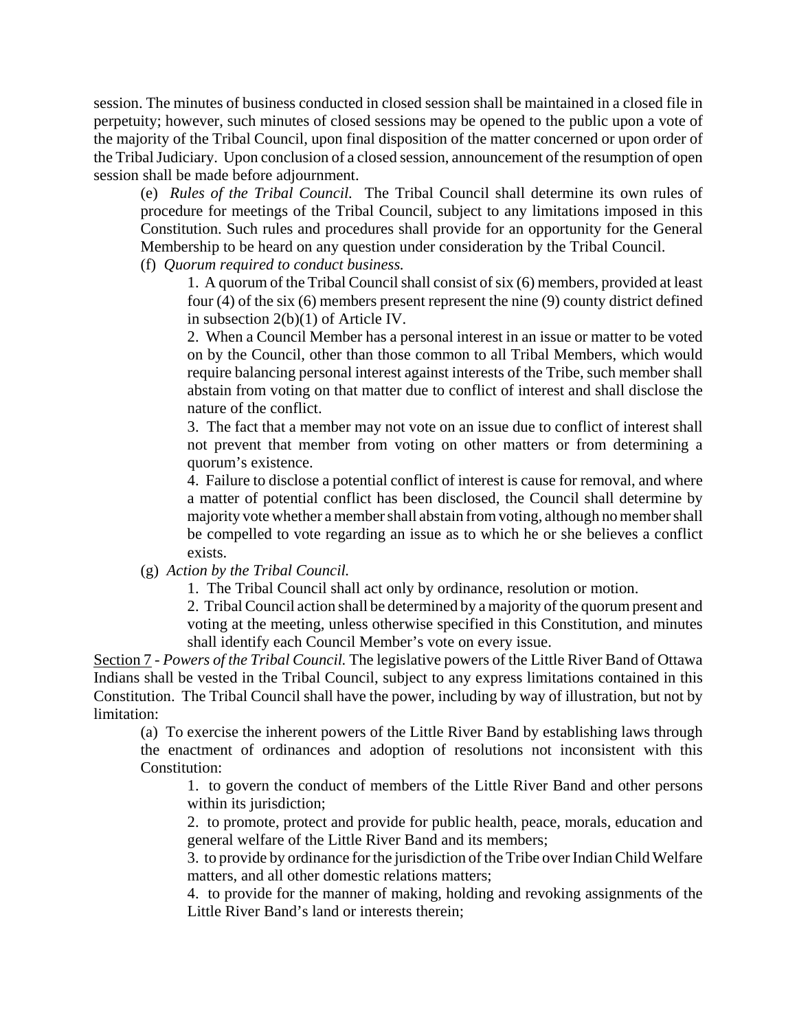session. The minutes of business conducted in closed session shall be maintained in a closed file in perpetuity; however, such minutes of closed sessions may be opened to the public upon a vote of the majority of the Tribal Council, upon final disposition of the matter concerned or upon order of the Tribal Judiciary. Upon conclusion of a closed session, announcement of the resumption of open session shall be made before adjournment.

(e) *Rules of the Tribal Council.* The Tribal Council shall determine its own rules of procedure for meetings of the Tribal Council, subject to any limitations imposed in this Constitution. Such rules and procedures shall provide for an opportunity for the General Membership to be heard on any question under consideration by the Tribal Council.

(f) *Quorum required to conduct business.*

1. A quorum of the Tribal Council shall consist of six (6) members, provided at least four (4) of the six (6) members present represent the nine (9) county district defined in subsection 2(b)(1) of Article IV.

2. When a Council Member has a personal interest in an issue or matter to be voted on by the Council, other than those common to all Tribal Members, which would require balancing personal interest against interests of the Tribe, such member shall abstain from voting on that matter due to conflict of interest and shall disclose the nature of the conflict.

3. The fact that a member may not vote on an issue due to conflict of interest shall not prevent that member from voting on other matters or from determining a quorum's existence.

4. Failure to disclose a potential conflict of interest is cause for removal, and where a matter of potential conflict has been disclosed, the Council shall determine by majority vote whether a member shall abstain from voting, although no member shall be compelled to vote regarding an issue as to which he or she believes a conflict exists.

(g) *Action by the Tribal Council.*

1. The Tribal Council shall act only by ordinance, resolution or motion.

2. Tribal Council action shall be determined by a majority of the quorum present and voting at the meeting, unless otherwise specified in this Constitution, and minutes shall identify each Council Member's vote on every issue.

<u>Section 7</u> - *Powers of the Tribal Council.* The legislative powers of the Little River Band of Ottawa Indians shall be vested in the Tribal Council, subject to any express limitations contained in this Constitution. The Tribal Council shall have the power, including by way of illustration, but not by limitation:

(a) To exercise the inherent powers of the Little River Band by establishing laws through the enactment of ordinances and adoption of resolutions not inconsistent with this Constitution:

1. to govern the conduct of members of the Little River Band and other persons within its jurisdiction;

2. to promote, protect and provide for public health, peace, morals, education and general welfare of the Little River Band and its members;

3. to provide by ordinance for the jurisdiction of the Tribe over Indian Child Welfare matters, and all other domestic relations matters;

4. to provide for the manner of making, holding and revoking assignments of the Little River Band's land or interests therein;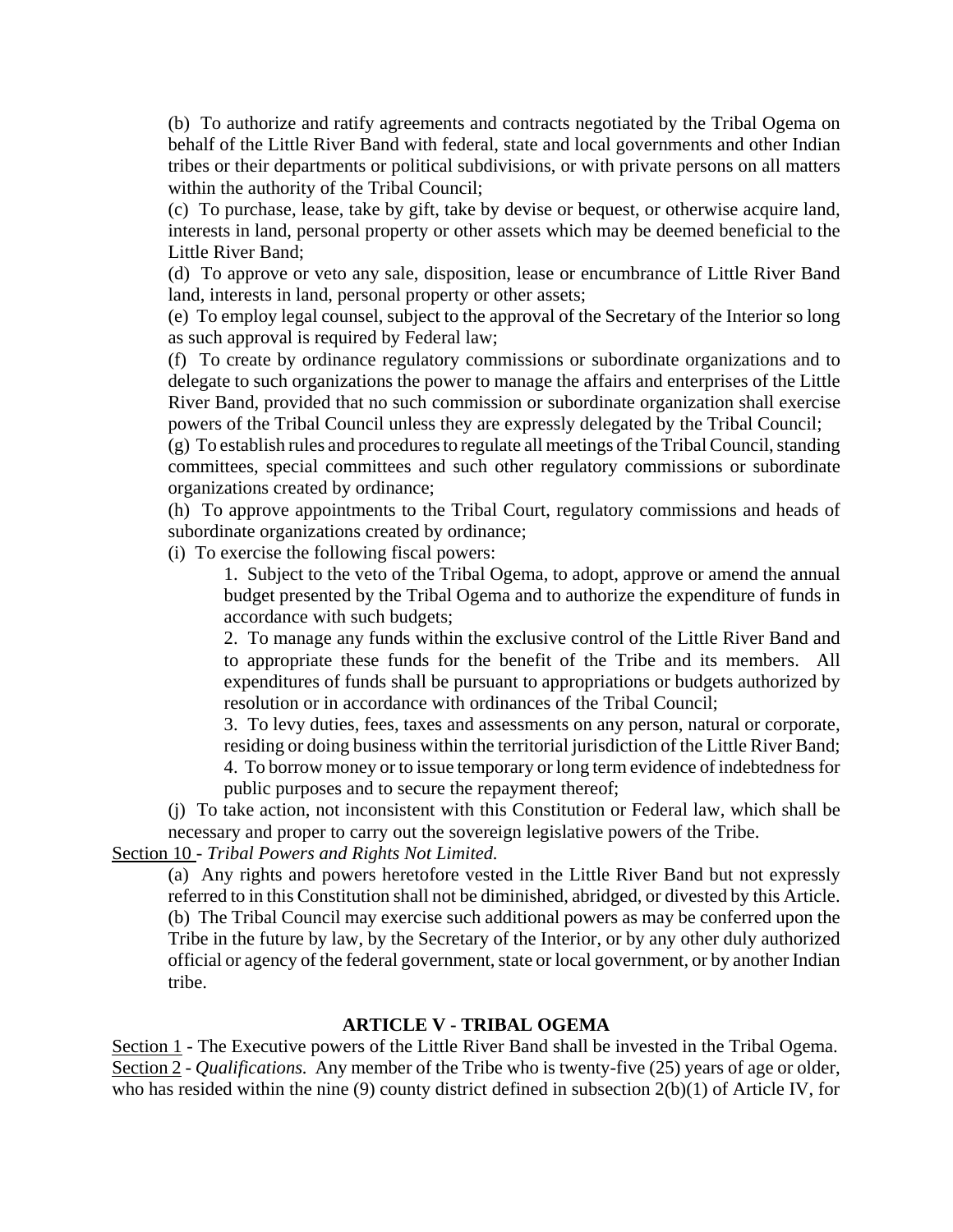(b) To authorize and ratify agreements and contracts negotiated by the Tribal Ogema on behalf of the Little River Band with federal, state and local governments and other Indian tribes or their departments or political subdivisions, or with private persons on all matters within the authority of the Tribal Council;

(c) To purchase, lease, take by gift, take by devise or bequest, or otherwise acquire land, interests in land, personal property or other assets which may be deemed beneficial to the Little River Band;

(d) To approve or veto any sale, disposition, lease or encumbrance of Little River Band land, interests in land, personal property or other assets;

(e) To employ legal counsel, subject to the approval of the Secretary of the Interior so long as such approval is required by Federal law;

(f) To create by ordinance regulatory commissions or subordinate organizations and to delegate to such organizations the power to manage the affairs and enterprises of the Little River Band, provided that no such commission or subordinate organization shall exercise powers of the Tribal Council unless they are expressly delegated by the Tribal Council;

(g) To establish rules and procedures to regulate all meetings of the Tribal Council, standing committees, special committees and such other regulatory commissions or subordinate organizations created by ordinance;

(h) To approve appointments to the Tribal Court, regulatory commissions and heads of subordinate organizations created by ordinance;

(i) To exercise the following fiscal powers:

1. Subject to the veto of the Tribal Ogema, to adopt, approve or amend the annual budget presented by the Tribal Ogema and to authorize the expenditure of funds in accordance with such budgets;
2. To manage any funds within the exclusive control of the Little River Band and to appropriate these funds for the benefit of the Tribe and its members. All expenditures of funds shall be pursuant to appropriations or budgets authorized by resolution or in accordance with ordinances of the Tribal Council;
3. To levy duties, fees, taxes and assessments on any person, natural or corporate, residing or doing business within the territorial jurisdiction of the Little River Band;
4. To borrow money or to issue temporary or long term evidence of indebtedness for public purposes and to secure the repayment thereof;

(j) To take action, not inconsistent with this Constitution or Federal law, which shall be necessary and proper to carry out the sovereign legislative powers of the Tribe.

Section 10 - *Tribal Powers and Rights Not Limited.*

(a) Any rights and powers heretofore vested in the Little River Band but not expressly referred to in this Constitution shall not be diminished, abridged, or divested by this Article.

(b) The Tribal Council may exercise such additional powers as may be conferred upon the Tribe in the future by law, by the Secretary of the Interior, or by any other duly authorized official or agency of the federal government, state or local government, or by another Indian tribe.

## ARTICLE V - TRIBAL OGEMA

Section 1 - The Executive powers of the Little River Band shall be invested in the Tribal Ogema.

Section 2 - *Qualifications.* Any member of the Tribe who is twenty-five (25) years of age or older, who has resided within the nine (9) county district defined in subsection 2(b)(1) of Article IV, for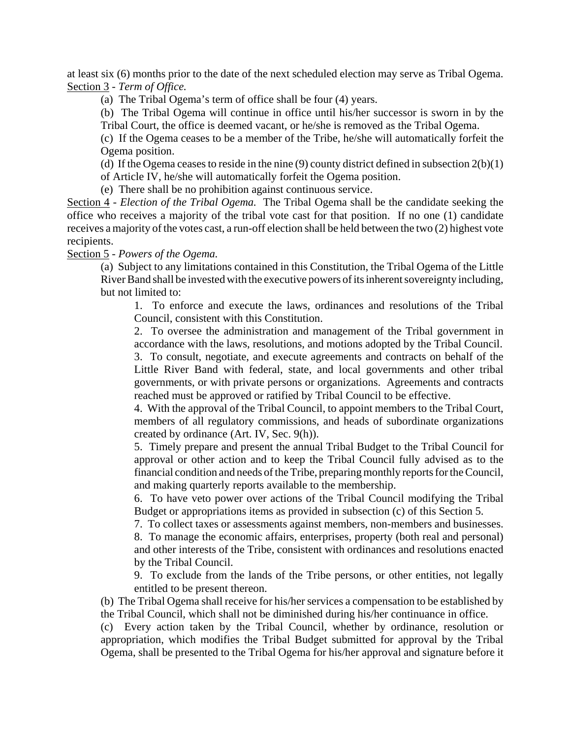at least six (6) months prior to the date of the next scheduled election may serve as Tribal Ogema.

Section 3 - *Term of Office.*

(a) The Tribal Ogema's term of office shall be four (4) years.

(b) The Tribal Ogema will continue in office until his/her successor is sworn in by the Tribal Court, the office is deemed vacant, or he/she is removed as the Tribal Ogema.

(c) If the Ogema ceases to be a member of the Tribe, he/she will automatically forfeit the Ogema position.

(d) If the Ogema ceases to reside in the nine (9) county district defined in subsection 2(b)(1) of Article IV, he/she will automatically forfeit the Ogema position.

(e) There shall be no prohibition against continuous service.

Section 4 - *Election of the Tribal Ogema.* The Tribal Ogema shall be the candidate seeking the office who receives a majority of the tribal vote cast for that position. If no one (1) candidate receives a majority of the votes cast, a run-off election shall be held between the two (2) highest vote recipients.

Section 5 - *Powers of the Ogema.*

(a) Subject to any limitations contained in this Constitution, the Tribal Ogema of the Little River Band shall be invested with the executive powers of its inherent sovereignty including, but not limited to:

1. To enforce and execute the laws, ordinances and resolutions of the Tribal Council, consistent with this Constitution.
2. To oversee the administration and management of the Tribal government in accordance with the laws, resolutions, and motions adopted by the Tribal Council.
3. To consult, negotiate, and execute agreements and contracts on behalf of the Little River Band with federal, state, and local governments and other tribal governments, or with private persons or organizations. Agreements and contracts reached must be approved or ratified by Tribal Council to be effective.
4. With the approval of the Tribal Council, to appoint members to the Tribal Court, members of all regulatory commissions, and heads of subordinate organizations created by ordinance (Art. IV, Sec. 9(h)).
5. Timely prepare and present the annual Tribal Budget to the Tribal Council for approval or other action and to keep the Tribal Council fully advised as to the financial condition and needs of the Tribe, preparing monthly reports for the Council, and making quarterly reports available to the membership.
6. To have veto power over actions of the Tribal Council modifying the Tribal Budget or appropriations items as provided in subsection (c) of this Section 5.
7. To collect taxes or assessments against members, non-members and businesses.
8. To manage the economic affairs, enterprises, property (both real and personal) and other interests of the Tribe, consistent with ordinances and resolutions enacted by the Tribal Council.
9. To exclude from the lands of the Tribe persons, or other entities, not legally entitled to be present thereon.

(b) The Tribal Ogema shall receive for his/her services a compensation to be established by the Tribal Council, which shall not be diminished during his/her continuance in office.

(c) Every action taken by the Tribal Council, whether by ordinance, resolution or appropriation, which modifies the Tribal Budget submitted for approval by the Tribal Ogema, shall be presented to the Tribal Ogema for his/her approval and signature before it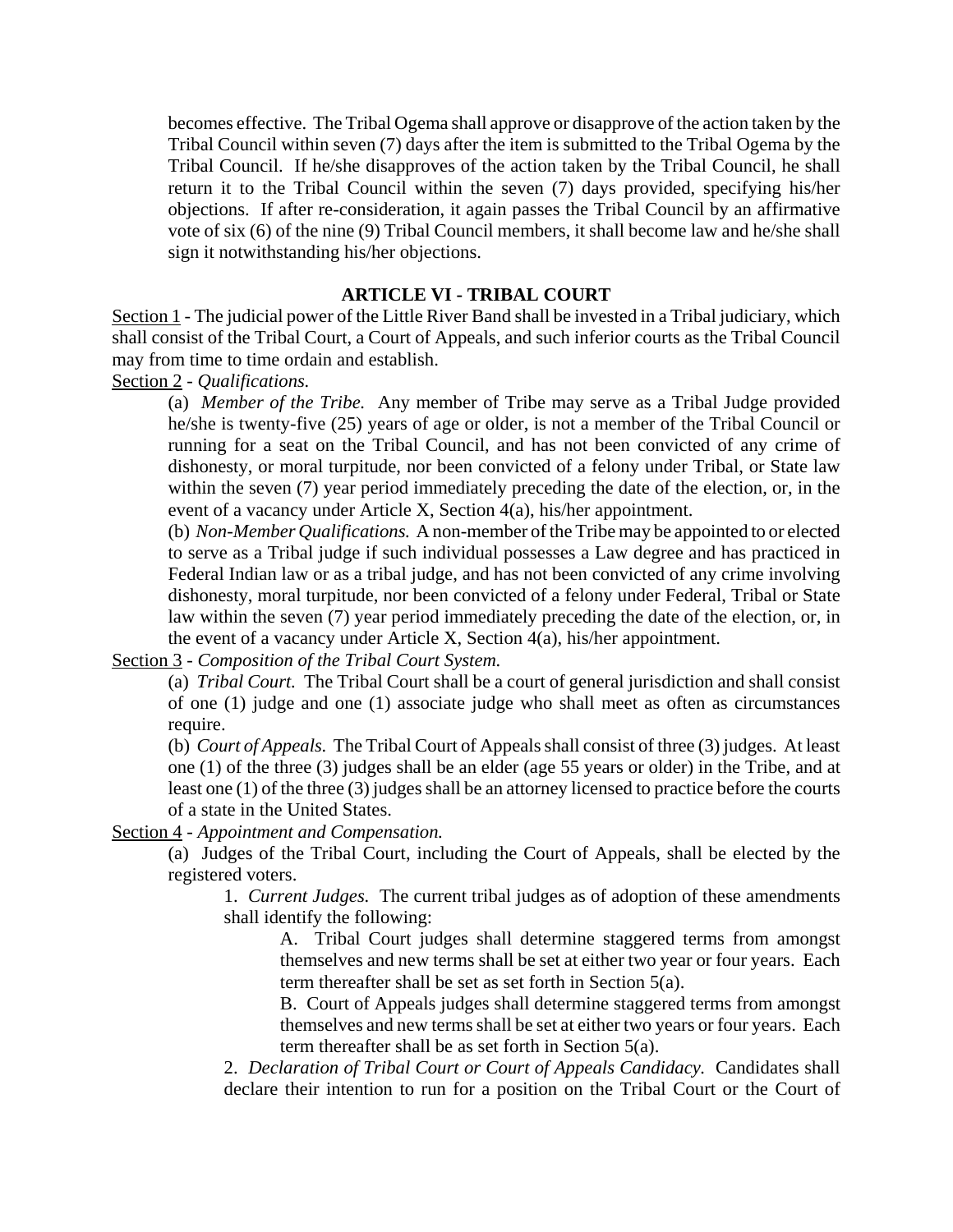becomes effective. The Tribal Ogema shall approve or disapprove of the action taken by the Tribal Council within seven (7) days after the item is submitted to the Tribal Ogema by the Tribal Council. If he/she disapproves of the action taken by the Tribal Council, he shall return it to the Tribal Council within the seven (7) days provided, specifying his/her objections. If after re-consideration, it again passes the Tribal Council by an affirmative vote of six (6) of the nine (9) Tribal Council members, it shall become law and he/she shall sign it notwithstanding his/her objections.

## ARTICLE VI - TRIBAL COURT

Section 1 - The judicial power of the Little River Band shall be invested in a Tribal judiciary, which shall consist of the Tribal Court, a Court of Appeals, and such inferior courts as the Tribal Council may from time to time ordain and establish.

Section 2 - *Qualifications.*

(a) *Member of the Tribe.* Any member of Tribe may serve as a Tribal Judge provided he/she is twenty-five (25) years of age or older, is not a member of the Tribal Council or running for a seat on the Tribal Council, and has not been convicted of any crime of dishonesty, or moral turpitude, nor been convicted of a felony under Tribal, or State law within the seven (7) year period immediately preceding the date of the election, or, in the event of a vacancy under Article X, Section 4(a), his/her appointment.

(b) *Non-Member Qualifications.* A non-member of the Tribe may be appointed to or elected to serve as a Tribal judge if such individual possesses a Law degree and has practiced in Federal Indian law or as a tribal judge, and has not been convicted of any crime involving dishonesty, moral turpitude, nor been convicted of a felony under Federal, Tribal or State law within the seven (7) year period immediately preceding the date of the election, or, in the event of a vacancy under Article X, Section 4(a), his/her appointment.

Section 3 - *Composition of the Tribal Court System.*

(a) *Tribal Court.* The Tribal Court shall be a court of general jurisdiction and shall consist of one (1) judge and one (1) associate judge who shall meet as often as circumstances require.

(b) *Court of Appeals.* The Tribal Court of Appeals shall consist of three (3) judges. At least one (1) of the three (3) judges shall be an elder (age 55 years or older) in the Tribe, and at least one (1) of the three (3) judges shall be an attorney licensed to practice before the courts of a state in the United States.

Section 4 - *Appointment and Compensation.*

(a) Judges of the Tribal Court, including the Court of Appeals, shall be elected by the registered voters.

1. *Current Judges.* The current tribal judges as of adoption of these amendments shall identify the following:

A. Tribal Court judges shall determine staggered terms from amongst themselves and new terms shall be set at either two year or four years. Each term thereafter shall be set as set forth in Section 5(a).

B. Court of Appeals judges shall determine staggered terms from amongst themselves and new terms shall be set at either two years or four years. Each term thereafter shall be as set forth in Section 5(a).

2. *Declaration of Tribal Court or Court of Appeals Candidacy.* Candidates shall declare their intention to run for a position on the Tribal Court or the Court of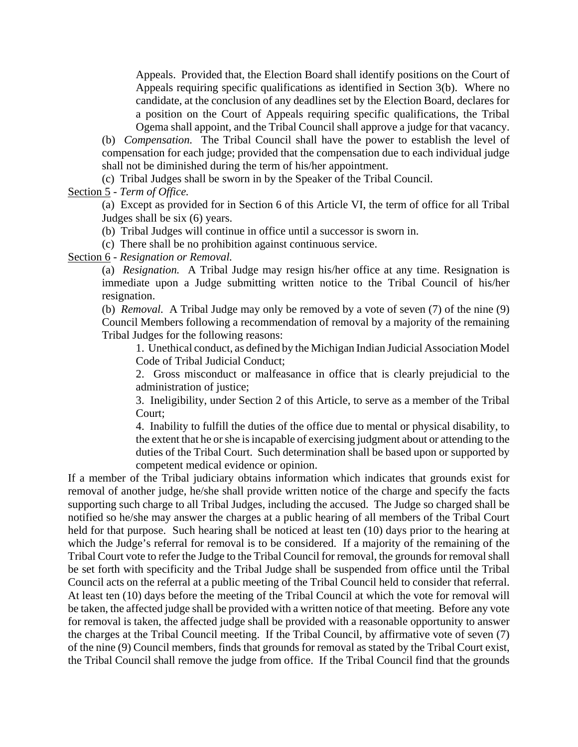Appeals. Provided that, the Election Board shall identify positions on the Court of Appeals requiring specific qualifications as identified in Section 3(b). Where no candidate, at the conclusion of any deadlines set by the Election Board, declares for a position on the Court of Appeals requiring specific qualifications, the Tribal Ogema shall appoint, and the Tribal Council shall approve a judge for that vacancy.

(b) *Compensation.* The Tribal Council shall have the power to establish the level of compensation for each judge; provided that the compensation due to each individual judge shall not be diminished during the term of his/her appointment.

(c) Tribal Judges shall be sworn in by the Speaker of the Tribal Council.

Section 5 - *Term of Office.*

(a) Except as provided for in Section 6 of this Article VI, the term of office for all Tribal Judges shall be six (6) years.

(b) Tribal Judges will continue in office until a successor is sworn in.

(c) There shall be no prohibition against continuous service.

Section 6 - *Resignation or Removal.*

(a) *Resignation.* A Tribal Judge may resign his/her office at any time. Resignation is immediate upon a Judge submitting written notice to the Tribal Council of his/her resignation.

(b) *Removal.* A Tribal Judge may only be removed by a vote of seven (7) of the nine (9) Council Members following a recommendation of removal by a majority of the remaining Tribal Judges for the following reasons:

1. Unethical conduct, as defined by the Michigan Indian Judicial Association Model Code of Tribal Judicial Conduct;

2. Gross misconduct or malfeasance in office that is clearly prejudicial to the administration of justice;

3. Ineligibility, under Section 2 of this Article, to serve as a member of the Tribal Court;

4. Inability to fulfill the duties of the office due to mental or physical disability, to the extent that he or she is incapable of exercising judgment about or attending to the duties of the Tribal Court. Such determination shall be based upon or supported by competent medical evidence or opinion.

If a member of the Tribal judiciary obtains information which indicates that grounds exist for removal of another judge, he/she shall provide written notice of the charge and specify the facts supporting such charge to all Tribal Judges, including the accused. The Judge so charged shall be notified so he/she may answer the charges at a public hearing of all members of the Tribal Court held for that purpose. Such hearing shall be noticed at least ten (10) days prior to the hearing at which the Judge's referral for removal is to be considered. If a majority of the remaining of the Tribal Court vote to refer the Judge to the Tribal Council for removal, the grounds for removal shall be set forth with specificity and the Tribal Judge shall be suspended from office until the Tribal Council acts on the referral at a public meeting of the Tribal Council held to consider that referral. At least ten (10) days before the meeting of the Tribal Council at which the vote for removal will be taken, the affected judge shall be provided with a written notice of that meeting. Before any vote for removal is taken, the affected judge shall be provided with a reasonable opportunity to answer the charges at the Tribal Council meeting. If the Tribal Council, by affirmative vote of seven (7) of the nine (9) Council members, finds that grounds for removal as stated by the Tribal Court exist, the Tribal Council shall remove the judge from office. If the Tribal Council find that the grounds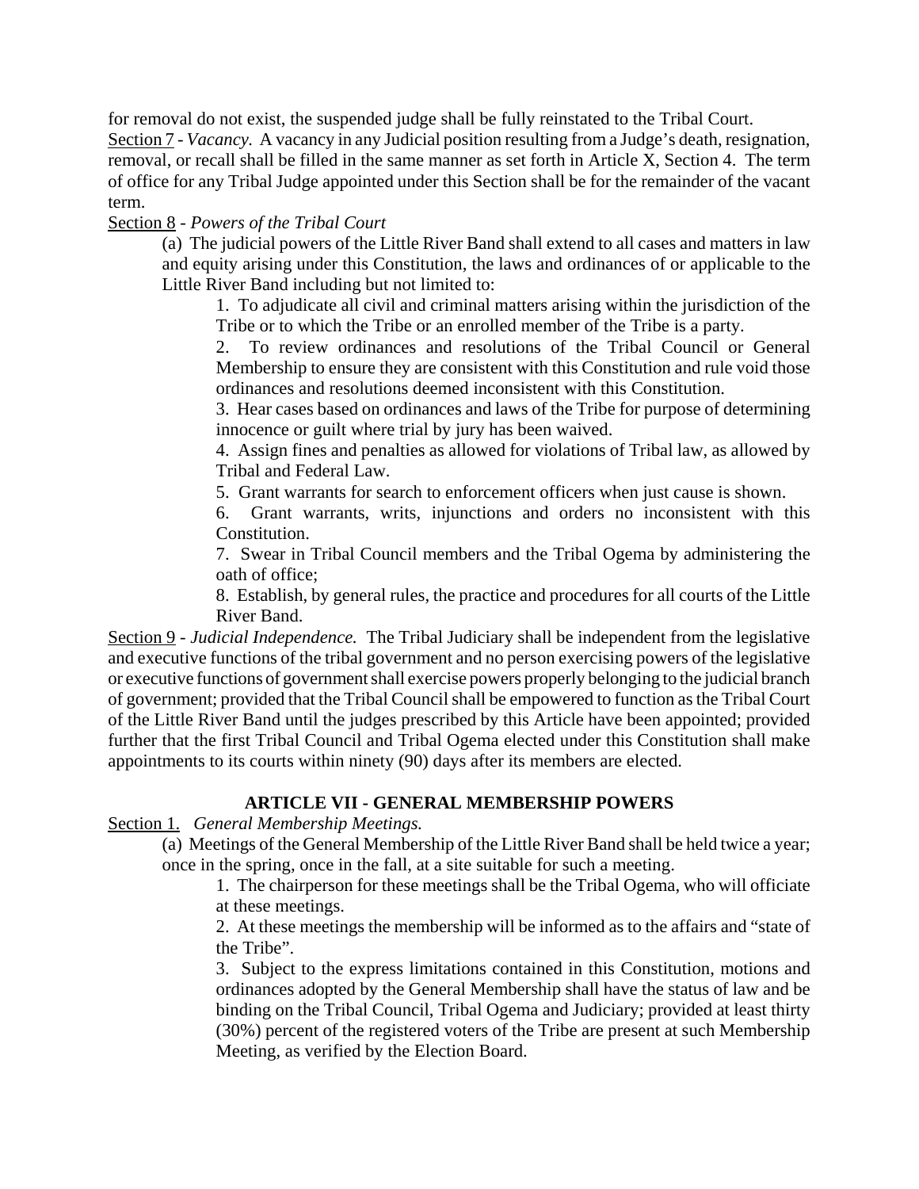for removal do not exist, the suspended judge shall be fully reinstated to the Tribal Court.

Section 7 - *Vacancy.* A vacancy in any Judicial position resulting from a Judge's death, resignation, removal, or recall shall be filled in the same manner as set forth in Article X, Section 4. The term of office for any Tribal Judge appointed under this Section shall be for the remainder of the vacant term.

Section 8 - *Powers of the Tribal Court*

(a) The judicial powers of the Little River Band shall extend to all cases and matters in law and equity arising under this Constitution, the laws and ordinances of or applicable to the Little River Band including but not limited to:

1. To adjudicate all civil and criminal matters arising within the jurisdiction of the Tribe or to which the Tribe or an enrolled member of the Tribe is a party.

2. To review ordinances and resolutions of the Tribal Council or General Membership to ensure they are consistent with this Constitution and rule void those ordinances and resolutions deemed inconsistent with this Constitution.

3. Hear cases based on ordinances and laws of the Tribe for purpose of determining innocence or guilt where trial by jury has been waived.

4. Assign fines and penalties as allowed for violations of Tribal law, as allowed by Tribal and Federal Law.

5. Grant warrants for search to enforcement officers when just cause is shown.

6. Grant warrants, writs, injunctions and orders no inconsistent with this Constitution.

7. Swear in Tribal Council members and the Tribal Ogema by administering the oath of office;

8. Establish, by general rules, the practice and procedures for all courts of the Little River Band.

Section 9 - *Judicial Independence.* The Tribal Judiciary shall be independent from the legislative and executive functions of the tribal government and no person exercising powers of the legislative or executive functions of government shall exercise powers properly belonging to the judicial branch of government; provided that the Tribal Council shall be empowered to function as the Tribal Court of the Little River Band until the judges prescribed by this Article have been appointed; provided further that the first Tribal Council and Tribal Ogema elected under this Constitution shall make appointments to its courts within ninety (90) days after its members are elected.

## ARTICLE VII - GENERAL MEMBERSHIP POWERS

Section 1. *General Membership Meetings.*

(a) Meetings of the General Membership of the Little River Band shall be held twice a year; once in the spring, once in the fall, at a site suitable for such a meeting.

1. The chairperson for these meetings shall be the Tribal Ogema, who will officiate at these meetings.

2. At these meetings the membership will be informed as to the affairs and "state of the Tribe".

3. Subject to the express limitations contained in this Constitution, motions and ordinances adopted by the General Membership shall have the status of law and be binding on the Tribal Council, Tribal Ogema and Judiciary; provided at least thirty (30%) percent of the registered voters of the Tribe are present at such Membership Meeting, as verified by the Election Board.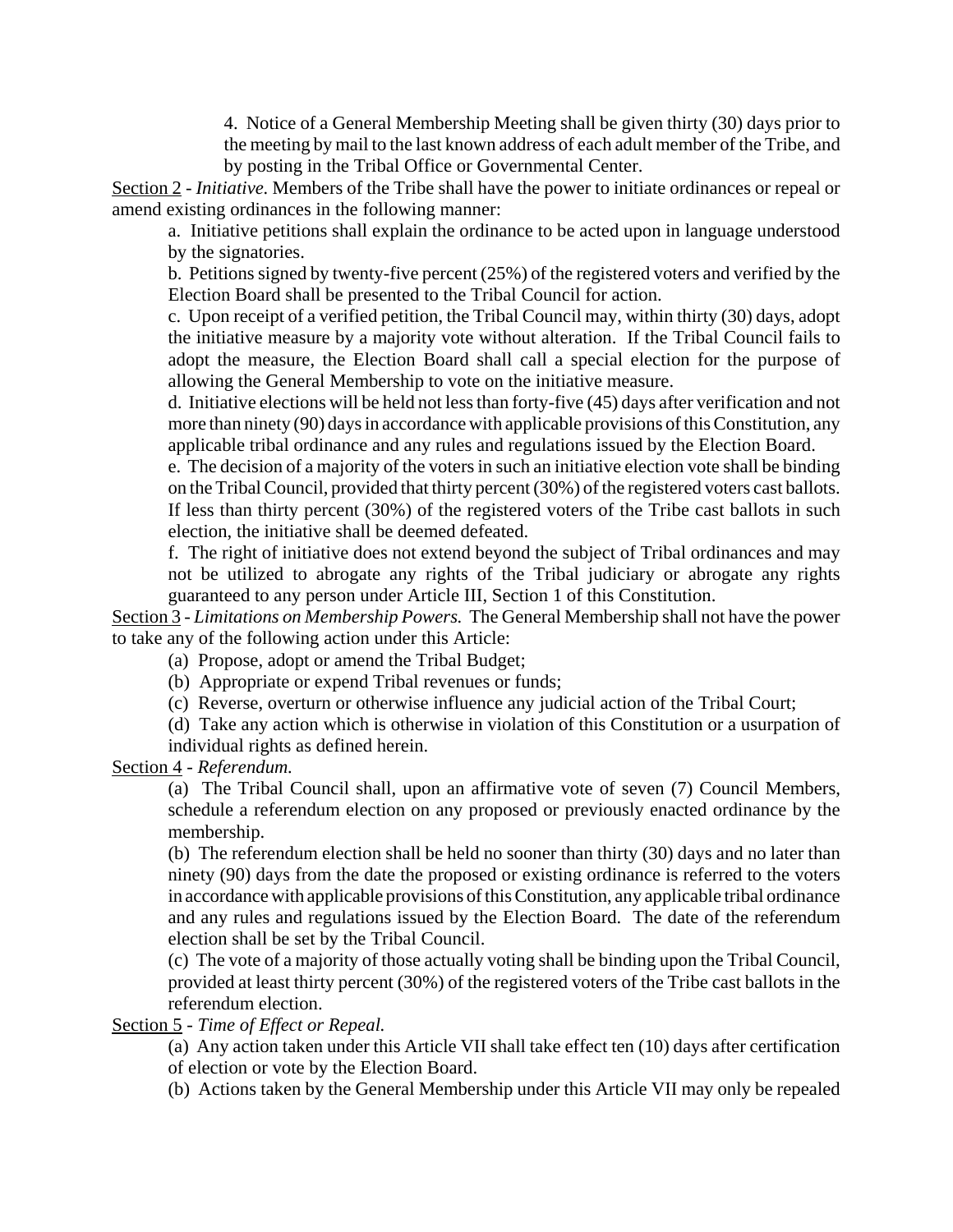4. Notice of a General Membership Meeting shall be given thirty (30) days prior to the meeting by mail to the last known address of each adult member of the Tribe, and by posting in the Tribal Office or Governmental Center.

Section 2 - *Initiative.* Members of the Tribe shall have the power to initiate ordinances or repeal or amend existing ordinances in the following manner:

a. Initiative petitions shall explain the ordinance to be acted upon in language understood by the signatories.

b. Petitions signed by twenty-five percent (25%) of the registered voters and verified by the Election Board shall be presented to the Tribal Council for action.

c. Upon receipt of a verified petition, the Tribal Council may, within thirty (30) days, adopt the initiative measure by a majority vote without alteration. If the Tribal Council fails to adopt the measure, the Election Board shall call a special election for the purpose of allowing the General Membership to vote on the initiative measure.

d. Initiative elections will be held not less than forty-five (45) days after verification and not more than ninety (90) days in accordance with applicable provisions of this Constitution, any applicable tribal ordinance and any rules and regulations issued by the Election Board.

e. The decision of a majority of the voters in such an initiative election vote shall be binding on the Tribal Council, provided that thirty percent (30%) of the registered voters cast ballots. If less than thirty percent (30%) of the registered voters of the Tribe cast ballots in such election, the initiative shall be deemed defeated.

f. The right of initiative does not extend beyond the subject of Tribal ordinances and may not be utilized to abrogate any rights of the Tribal judiciary or abrogate any rights guaranteed to any person under Article III, Section 1 of this Constitution.

Section 3 - *Limitations on Membership Powers.* The General Membership shall not have the power to take any of the following action under this Article:

(a) Propose, adopt or amend the Tribal Budget;

(b) Appropriate or expend Tribal revenues or funds;

(c) Reverse, overturn or otherwise influence any judicial action of the Tribal Court;

(d) Take any action which is otherwise in violation of this Constitution or a usurpation of individual rights as defined herein.

Section 4 - *Referendum.*

(a) The Tribal Council shall, upon an affirmative vote of seven (7) Council Members, schedule a referendum election on any proposed or previously enacted ordinance by the membership.

(b) The referendum election shall be held no sooner than thirty (30) days and no later than ninety (90) days from the date the proposed or existing ordinance is referred to the voters in accordance with applicable provisions of this Constitution, any applicable tribal ordinance and any rules and regulations issued by the Election Board. The date of the referendum election shall be set by the Tribal Council.

(c) The vote of a majority of those actually voting shall be binding upon the Tribal Council, provided at least thirty percent (30%) of the registered voters of the Tribe cast ballots in the referendum election.

Section 5 - *Time of Effect or Repeal.*

(a) Any action taken under this Article VII shall take effect ten (10) days after certification of election or vote by the Election Board.

(b) Actions taken by the General Membership under this Article VII may only be repealed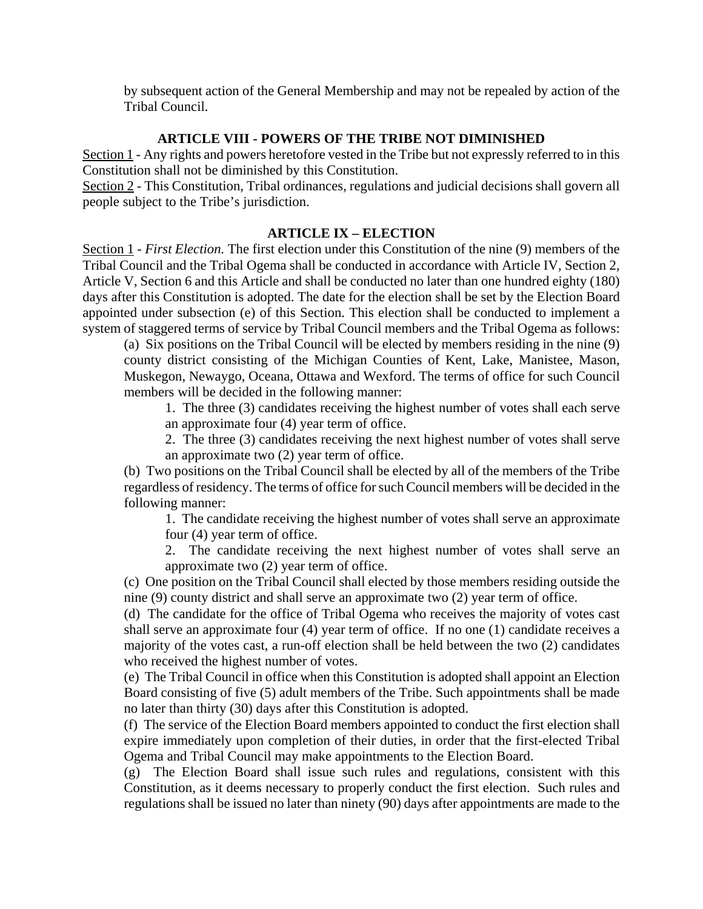by subsequent action of the General Membership and may not be repealed by action of the Tribal Council.

## ARTICLE VIII - POWERS OF THE TRIBE NOT DIMINISHED

Section 1 - Any rights and powers heretofore vested in the Tribe but not expressly referred to in this Constitution shall not be diminished by this Constitution.

Section 2 - This Constitution, Tribal ordinances, regulations and judicial decisions shall govern all people subject to the Tribe's jurisdiction.

## ARTICLE IX – ELECTION

Section 1 - *First Election.* The first election under this Constitution of the nine (9) members of the Tribal Council and the Tribal Ogema shall be conducted in accordance with Article IV, Section 2, Article V, Section 6 and this Article and shall be conducted no later than one hundred eighty (180) days after this Constitution is adopted. The date for the election shall be set by the Election Board appointed under subsection (e) of this Section. This election shall be conducted to implement a system of staggered terms of service by Tribal Council members and the Tribal Ogema as follows:

(a) Six positions on the Tribal Council will be elected by members residing in the nine (9) county district consisting of the Michigan Counties of Kent, Lake, Manistee, Mason, Muskegon, Newaygo, Oceana, Ottawa and Wexford. The terms of office for such Council members will be decided in the following manner:

1. The three (3) candidates receiving the highest number of votes shall each serve an approximate four (4) year term of office.
2. The three (3) candidates receiving the next highest number of votes shall serve an approximate two (2) year term of office.

(b) Two positions on the Tribal Council shall be elected by all of the members of the Tribe regardless of residency. The terms of office for such Council members will be decided in the following manner:

1. The candidate receiving the highest number of votes shall serve an approximate four (4) year term of office.
2. The candidate receiving the next highest number of votes shall serve an approximate two (2) year term of office.

(c) One position on the Tribal Council shall elected by those members residing outside the nine (9) county district and shall serve an approximate two (2) year term of office.

(d) The candidate for the office of Tribal Ogema who receives the majority of votes cast shall serve an approximate four (4) year term of office. If no one (1) candidate receives a majority of the votes cast, a run-off election shall be held between the two (2) candidates who received the highest number of votes.

(e) The Tribal Council in office when this Constitution is adopted shall appoint an Election Board consisting of five (5) adult members of the Tribe. Such appointments shall be made no later than thirty (30) days after this Constitution is adopted.

(f) The service of the Election Board members appointed to conduct the first election shall expire immediately upon completion of their duties, in order that the first-elected Tribal Ogema and Tribal Council may make appointments to the Election Board.

(g) The Election Board shall issue such rules and regulations, consistent with this Constitution, as it deems necessary to properly conduct the first election. Such rules and regulations shall be issued no later than ninety (90) days after appointments are made to the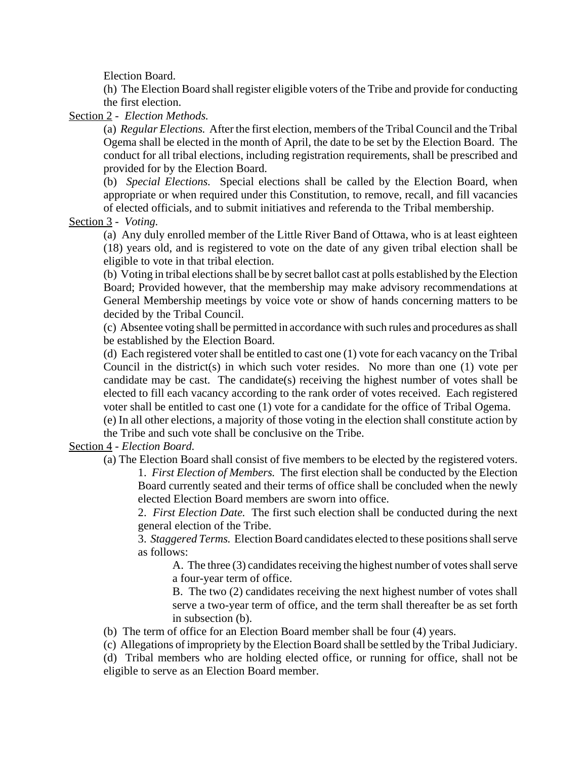Election Board.

(h) The Election Board shall register eligible voters of the Tribe and provide for conducting the first election.

<u>Section 2</u> - *Election Methods.*

(a) *Regular Elections.* After the first election, members of the Tribal Council and the Tribal Ogema shall be elected in the month of April, the date to be set by the Election Board. The conduct for all tribal elections, including registration requirements, shall be prescribed and provided for by the Election Board.

(b) *Special Elections.* Special elections shall be called by the Election Board, when appropriate or when required under this Constitution, to remove, recall, and fill vacancies of elected officials, and to submit initiatives and referenda to the Tribal membership.

<u>Section 3</u> - *Voting.*

(a) Any duly enrolled member of the Little River Band of Ottawa, who is at least eighteen (18) years old, and is registered to vote on the date of any given tribal election shall be eligible to vote in that tribal election.

(b) Voting in tribal elections shall be by secret ballot cast at polls established by the Election Board; Provided however, that the membership may make advisory recommendations at General Membership meetings by voice vote or show of hands concerning matters to be decided by the Tribal Council.

(c) Absentee voting shall be permitted in accordance with such rules and procedures as shall be established by the Election Board.

(d) Each registered voter shall be entitled to cast one (1) vote for each vacancy on the Tribal Council in the district(s) in which such voter resides. No more than one (1) vote per candidate may be cast. The candidate(s) receiving the highest number of votes shall be elected to fill each vacancy according to the rank order of votes received. Each registered voter shall be entitled to cast one (1) vote for a candidate for the office of Tribal Ogema.

(e) In all other elections, a majority of those voting in the election shall constitute action by the Tribe and such vote shall be conclusive on the Tribe.

<u>Section 4</u> - *Election Board.*

(a) The Election Board shall consist of five members to be elected by the registered voters.

1. *First Election of Members.* The first election shall be conducted by the Election Board currently seated and their terms of office shall be concluded when the newly elected Election Board members are sworn into office.

2. *First Election Date.* The first such election shall be conducted during the next general election of the Tribe.

3. *Staggered Terms.* Election Board candidates elected to these positions shall serve as follows:

A. The three (3) candidates receiving the highest number of votes shall serve a four-year term of office.

B. The two (2) candidates receiving the next highest number of votes shall serve a two-year term of office, and the term shall thereafter be as set forth in subsection (b).

(b) The term of office for an Election Board member shall be four (4) years.

(c) Allegations of impropriety by the Election Board shall be settled by the Tribal Judiciary.

(d) Tribal members who are holding elected office, or running for office, shall not be eligible to serve as an Election Board member.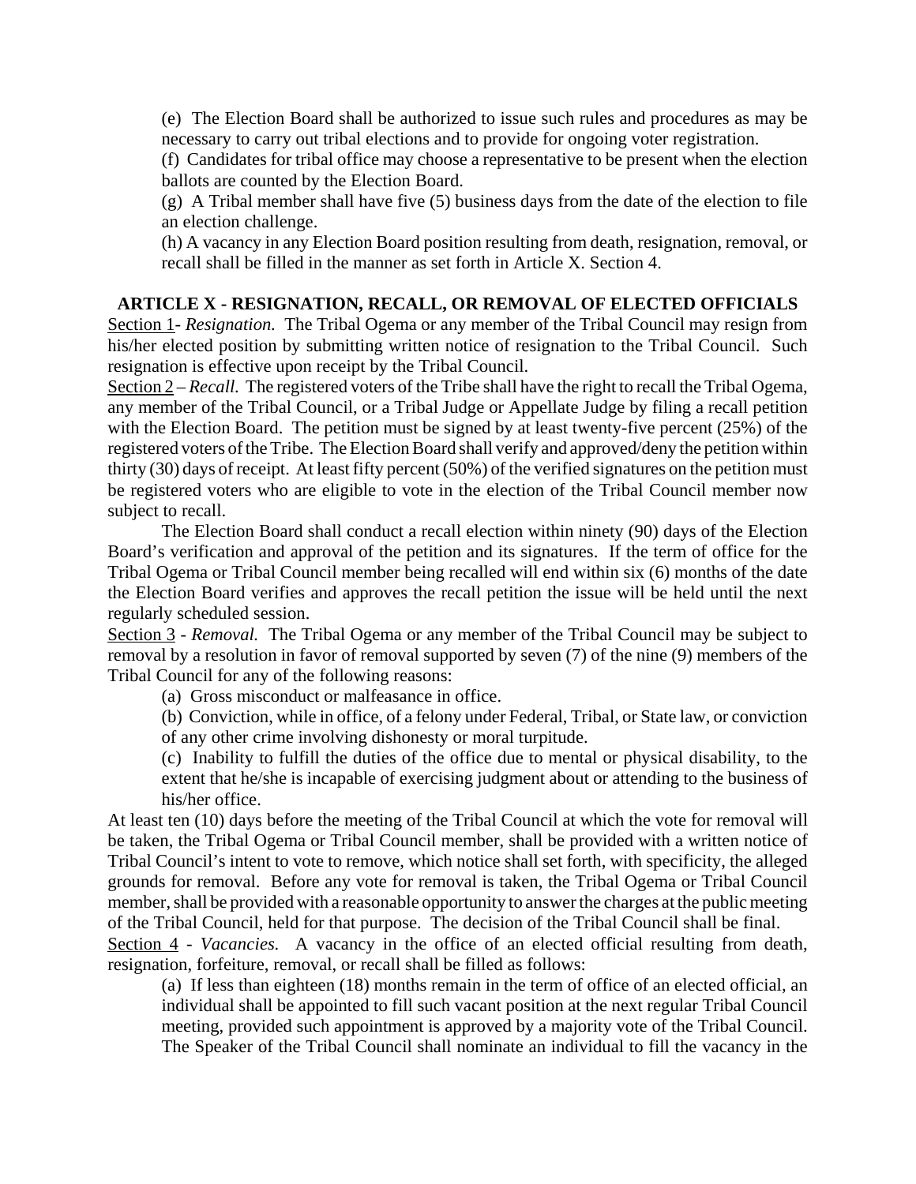(e) The Election Board shall be authorized to issue such rules and procedures as may be necessary to carry out tribal elections and to provide for ongoing voter registration.

(f) Candidates for tribal office may choose a representative to be present when the election ballots are counted by the Election Board.

(g) A Tribal member shall have five (5) business days from the date of the election to file an election challenge.

(h) A vacancy in any Election Board position resulting from death, resignation, removal, or recall shall be filled in the manner as set forth in Article X. Section 4.

## ARTICLE X - RESIGNATION, RECALL, OR REMOVAL OF ELECTED OFFICIALS

Section 1- *Resignation.* The Tribal Ogema or any member of the Tribal Council may resign from his/her elected position by submitting written notice of resignation to the Tribal Council. Such resignation is effective upon receipt by the Tribal Council.

Section 2 – *Recall.* The registered voters of the Tribe shall have the right to recall the Tribal Ogema, any member of the Tribal Council, or a Tribal Judge or Appellate Judge by filing a recall petition with the Election Board. The petition must be signed by at least twenty-five percent (25%) of the registered voters of the Tribe. The Election Board shall verify and approved/deny the petition within thirty (30) days of receipt. At least fifty percent (50%) of the verified signatures on the petition must be registered voters who are eligible to vote in the election of the Tribal Council member now subject to recall.

The Election Board shall conduct a recall election within ninety (90) days of the Election Board's verification and approval of the petition and its signatures. If the term of office for the Tribal Ogema or Tribal Council member being recalled will end within six (6) months of the date the Election Board verifies and approves the recall petition the issue will be held until the next regularly scheduled session.

Section 3 - *Removal.* The Tribal Ogema or any member of the Tribal Council may be subject to removal by a resolution in favor of removal supported by seven (7) of the nine (9) members of the Tribal Council for any of the following reasons:

(a) Gross misconduct or malfeasance in office.

(b) Conviction, while in office, of a felony under Federal, Tribal, or State law, or conviction of any other crime involving dishonesty or moral turpitude.

(c) Inability to fulfill the duties of the office due to mental or physical disability, to the extent that he/she is incapable of exercising judgment about or attending to the business of his/her office.

At least ten (10) days before the meeting of the Tribal Council at which the vote for removal will be taken, the Tribal Ogema or Tribal Council member, shall be provided with a written notice of Tribal Council's intent to vote to remove, which notice shall set forth, with specificity, the alleged grounds for removal. Before any vote for removal is taken, the Tribal Ogema or Tribal Council member, shall be provided with a reasonable opportunity to answer the charges at the public meeting of the Tribal Council, held for that purpose. The decision of the Tribal Council shall be final.

Section 4 - *Vacancies.* A vacancy in the office of an elected official resulting from death, resignation, forfeiture, removal, or recall shall be filled as follows:

(a) If less than eighteen (18) months remain in the term of office of an elected official, an individual shall be appointed to fill such vacant position at the next regular Tribal Council meeting, provided such appointment is approved by a majority vote of the Tribal Council. The Speaker of the Tribal Council shall nominate an individual to fill the vacancy in the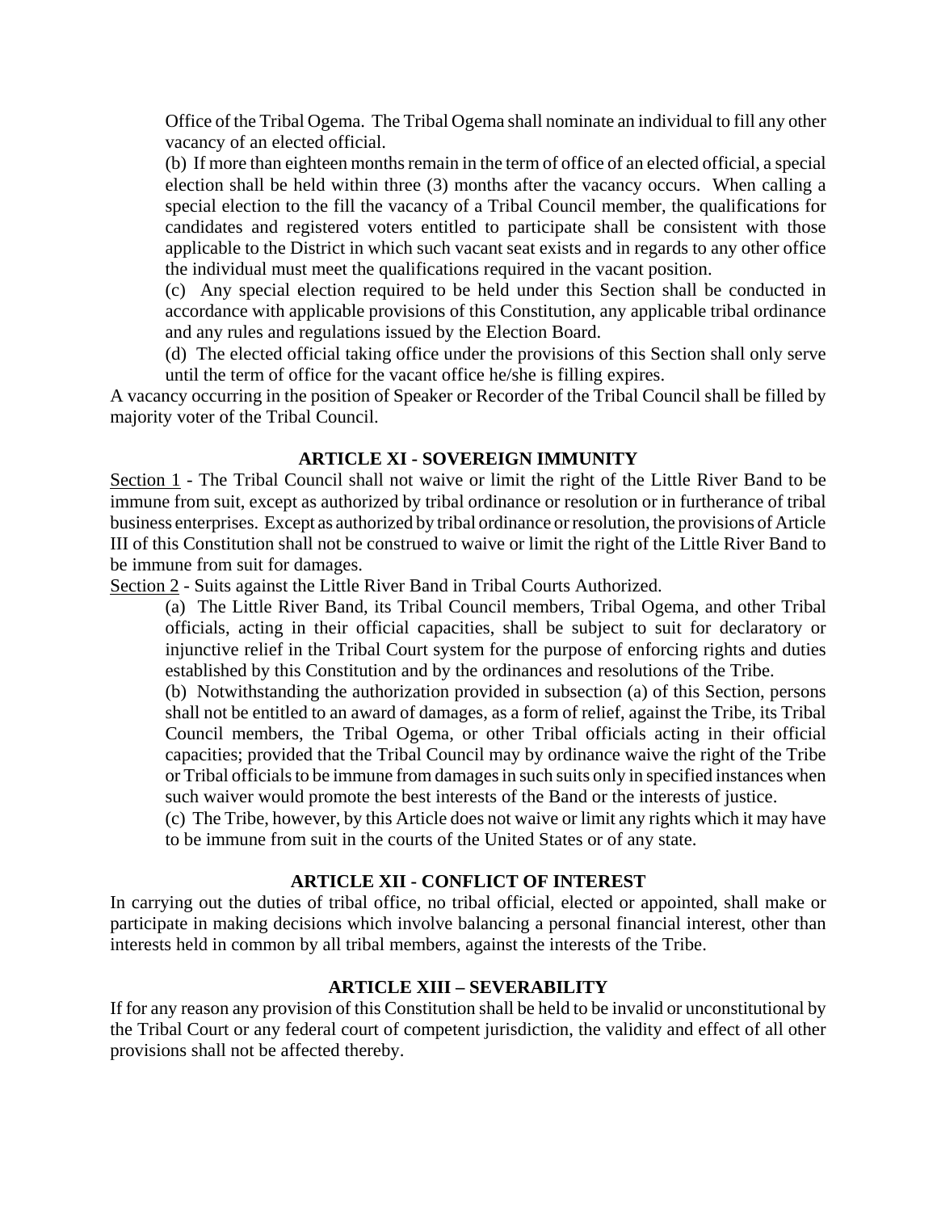Office of the Tribal Ogema. The Tribal Ogema shall nominate an individual to fill any other vacancy of an elected official.

(b) If more than eighteen months remain in the term of office of an elected official, a special election shall be held within three (3) months after the vacancy occurs. When calling a special election to the fill the vacancy of a Tribal Council member, the qualifications for candidates and registered voters entitled to participate shall be consistent with those applicable to the District in which such vacant seat exists and in regards to any other office the individual must meet the qualifications required in the vacant position.

(c) Any special election required to be held under this Section shall be conducted in accordance with applicable provisions of this Constitution, any applicable tribal ordinance and any rules and regulations issued by the Election Board.

(d) The elected official taking office under the provisions of this Section shall only serve until the term of office for the vacant office he/she is filling expires.

A vacancy occurring in the position of Speaker or Recorder of the Tribal Council shall be filled by majority voter of the Tribal Council.

## ARTICLE XI - SOVEREIGN IMMUNITY

Section 1 - The Tribal Council shall not waive or limit the right of the Little River Band to be immune from suit, except as authorized by tribal ordinance or resolution or in furtherance of tribal business enterprises. Except as authorized by tribal ordinance or resolution, the provisions of Article III of this Constitution shall not be construed to waive or limit the right of the Little River Band to be immune from suit for damages.

Section 2 - Suits against the Little River Band in Tribal Courts Authorized.

(a) The Little River Band, its Tribal Council members, Tribal Ogema, and other Tribal officials, acting in their official capacities, shall be subject to suit for declaratory or injunctive relief in the Tribal Court system for the purpose of enforcing rights and duties established by this Constitution and by the ordinances and resolutions of the Tribe.

(b) Notwithstanding the authorization provided in subsection (a) of this Section, persons shall not be entitled to an award of damages, as a form of relief, against the Tribe, its Tribal Council members, the Tribal Ogema, or other Tribal officials acting in their official capacities; provided that the Tribal Council may by ordinance waive the right of the Tribe or Tribal officials to be immune from damages in such suits only in specified instances when such waiver would promote the best interests of the Band or the interests of justice.

(c) The Tribe, however, by this Article does not waive or limit any rights which it may have to be immune from suit in the courts of the United States or of any state.

## ARTICLE XII - CONFLICT OF INTEREST

In carrying out the duties of tribal office, no tribal official, elected or appointed, shall make or participate in making decisions which involve balancing a personal financial interest, other than interests held in common by all tribal members, against the interests of the Tribe.

## ARTICLE XIII – SEVERABILITY

If for any reason any provision of this Constitution shall be held to be invalid or unconstitutional by the Tribal Court or any federal court of competent jurisdiction, the validity and effect of all other provisions shall not be affected thereby.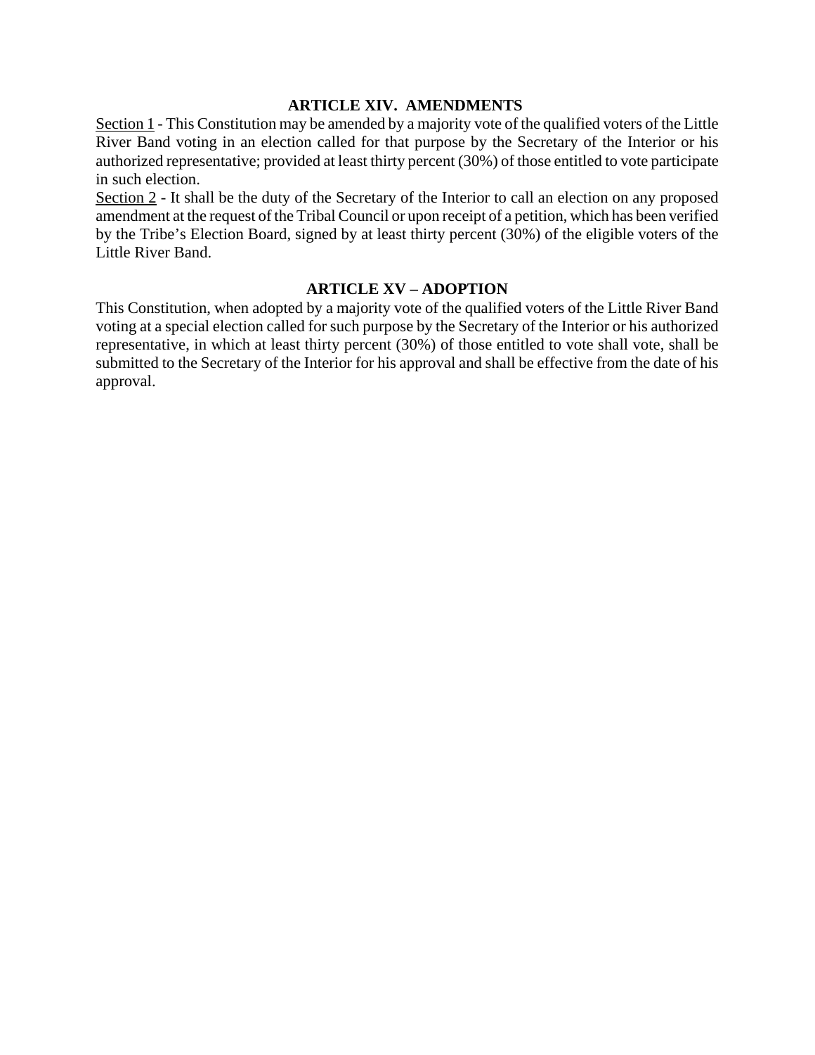## ARTICLE XIV. AMENDMENTS

Section 1 - This Constitution may be amended by a majority vote of the qualified voters of the Little River Band voting in an election called for that purpose by the Secretary of the Interior or his authorized representative; provided at least thirty percent (30%) of those entitled to vote participate in such election.

Section 2 - It shall be the duty of the Secretary of the Interior to call an election on any proposed amendment at the request of the Tribal Council or upon receipt of a petition, which has been verified by the Tribe's Election Board, signed by at least thirty percent (30%) of the eligible voters of the Little River Band.

## ARTICLE XV – ADOPTION

This Constitution, when adopted by a majority vote of the qualified voters of the Little River Band voting at a special election called for such purpose by the Secretary of the Interior or his authorized representative, in which at least thirty percent (30%) of those entitled to vote shall vote, shall be submitted to the Secretary of the Interior for his approval and shall be effective from the date of his approval.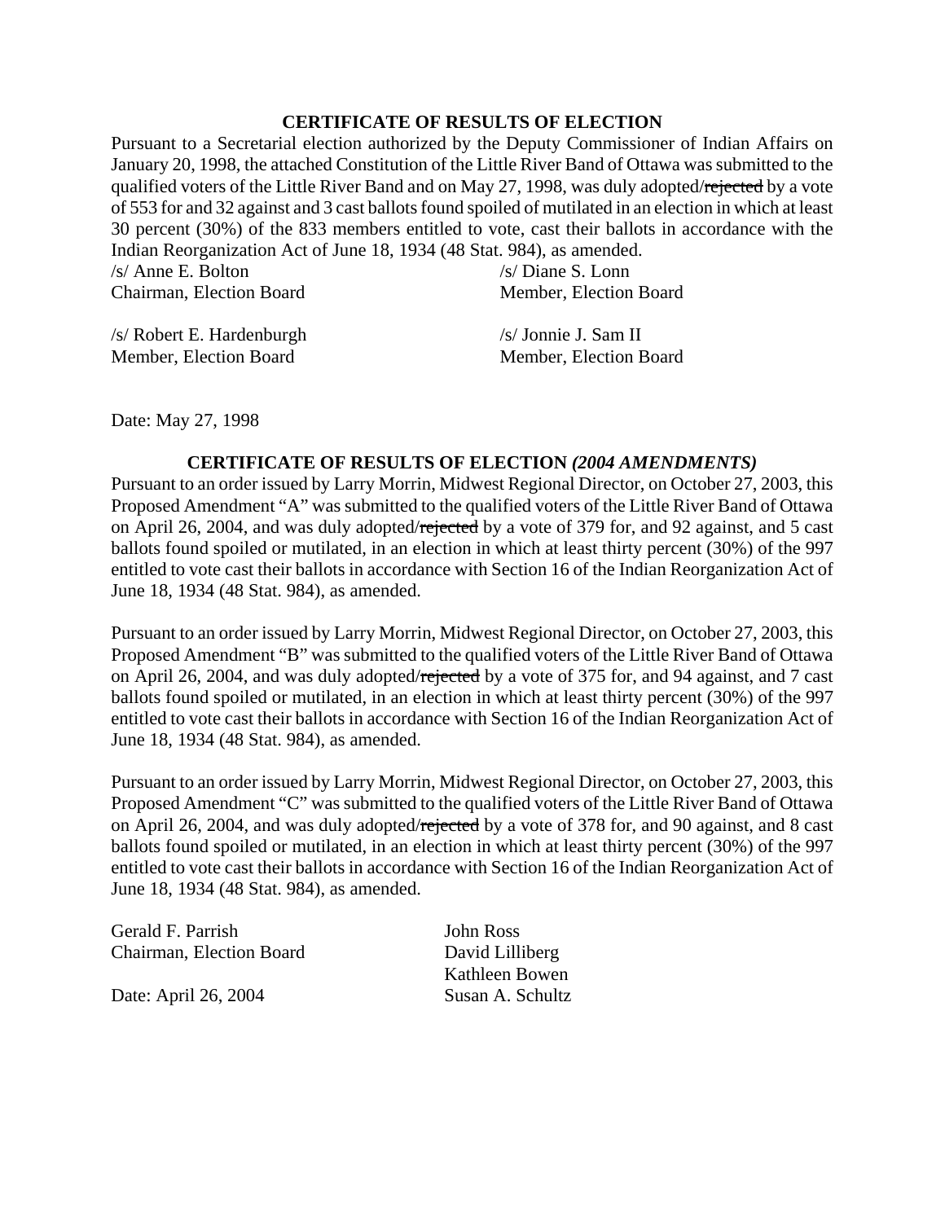## CERTIFICATE OF RESULTS OF ELECTION

Pursuant to a Secretarial election authorized by the Deputy Commissioner of Indian Affairs on January 20, 1998, the attached Constitution of the Little River Band of Ottawa was submitted to the qualified voters of the Little River Band and on May 27, 1998, was duly adopted/~~rejected~~ by a vote of 553 for and 32 against and 3 cast ballots found spoiled of mutilated in an election in which at least 30 percent (30%) of the 833 members entitled to vote, cast their ballots in accordance with the Indian Reorganization Act of June 18, 1934 (48 Stat. 984), as amended.

/s/ Anne E. Bolton
Chairman, Election Board

/s/ Diane S. Lonn
Member, Election Board

/s/ Robert E. Hardenburgh
Member, Election Board

/s/ Jonnie J. Sam II
Member, Election Board

Date: May 27, 1998

## CERTIFICATE OF RESULTS OF ELECTION *(2004 AMENDMENTS)*

Pursuant to an order issued by Larry Morrin, Midwest Regional Director, on October 27, 2003, this Proposed Amendment "A" was submitted to the qualified voters of the Little River Band of Ottawa on April 26, 2004, and was duly adopted/~~rejected~~ by a vote of 379 for, and 92 against, and 5 cast ballots found spoiled or mutilated, in an election in which at least thirty percent (30%) of the 997 entitled to vote cast their ballots in accordance with Section 16 of the Indian Reorganization Act of June 18, 1934 (48 Stat. 984), as amended.

Pursuant to an order issued by Larry Morrin, Midwest Regional Director, on October 27, 2003, this Proposed Amendment "B" was submitted to the qualified voters of the Little River Band of Ottawa on April 26, 2004, and was duly adopted/~~rejected~~ by a vote of 375 for, and 94 against, and 7 cast ballots found spoiled or mutilated, in an election in which at least thirty percent (30%) of the 997 entitled to vote cast their ballots in accordance with Section 16 of the Indian Reorganization Act of June 18, 1934 (48 Stat. 984), as amended.

Pursuant to an order issued by Larry Morrin, Midwest Regional Director, on October 27, 2003, this Proposed Amendment "C" was submitted to the qualified voters of the Little River Band of Ottawa on April 26, 2004, and was duly adopted/~~rejected~~ by a vote of 378 for, and 90 against, and 8 cast ballots found spoiled or mutilated, in an election in which at least thirty percent (30%) of the 997 entitled to vote cast their ballots in accordance with Section 16 of the Indian Reorganization Act of June 18, 1934 (48 Stat. 984), as amended.

Gerald F. Parrish
Chairman, Election Board

Date: April 26, 2004

John Ross
David Lilliberg
Kathleen Bowen
Susan A. Schultz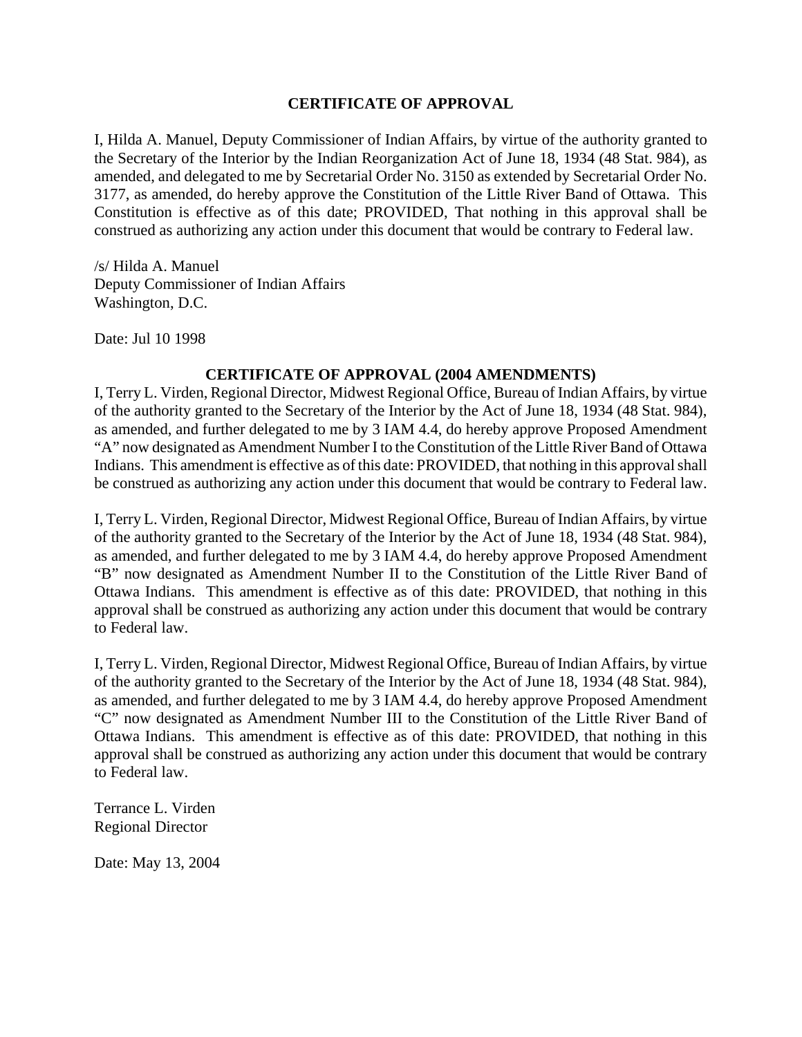## CERTIFICATE OF APPROVAL

I, Hilda A. Manuel, Deputy Commissioner of Indian Affairs, by virtue of the authority granted to the Secretary of the Interior by the Indian Reorganization Act of June 18, 1934 (48 Stat. 984), as amended, and delegated to me by Secretarial Order No. 3150 as extended by Secretarial Order No. 3177, as amended, do hereby approve the Constitution of the Little River Band of Ottawa. This Constitution is effective as of this date; PROVIDED, That nothing in this approval shall be construed as authorizing any action under this document that would be contrary to Federal law.

/s/ Hilda A. Manuel
Deputy Commissioner of Indian Affairs
Washington, D.C.

Date: Jul 10 1998

## CERTIFICATE OF APPROVAL (2004 AMENDMENTS)

I, Terry L. Virden, Regional Director, Midwest Regional Office, Bureau of Indian Affairs, by virtue of the authority granted to the Secretary of the Interior by the Act of June 18, 1934 (48 Stat. 984), as amended, and further delegated to me by 3 IAM 4.4, do hereby approve Proposed Amendment "A" now designated as Amendment Number I to the Constitution of the Little River Band of Ottawa Indians. This amendment is effective as of this date: PROVIDED, that nothing in this approval shall be construed as authorizing any action under this document that would be contrary to Federal law.

I, Terry L. Virden, Regional Director, Midwest Regional Office, Bureau of Indian Affairs, by virtue of the authority granted to the Secretary of the Interior by the Act of June 18, 1934 (48 Stat. 984), as amended, and further delegated to me by 3 IAM 4.4, do hereby approve Proposed Amendment "B" now designated as Amendment Number II to the Constitution of the Little River Band of Ottawa Indians. This amendment is effective as of this date: PROVIDED, that nothing in this approval shall be construed as authorizing any action under this document that would be contrary to Federal law.

I, Terry L. Virden, Regional Director, Midwest Regional Office, Bureau of Indian Affairs, by virtue of the authority granted to the Secretary of the Interior by the Act of June 18, 1934 (48 Stat. 984), as amended, and further delegated to me by 3 IAM 4.4, do hereby approve Proposed Amendment "C" now designated as Amendment Number III to the Constitution of the Little River Band of Ottawa Indians. This amendment is effective as of this date: PROVIDED, that nothing in this approval shall be construed as authorizing any action under this document that would be contrary to Federal law.

Terrance L. Virden
Regional Director

Date: May 13, 2004